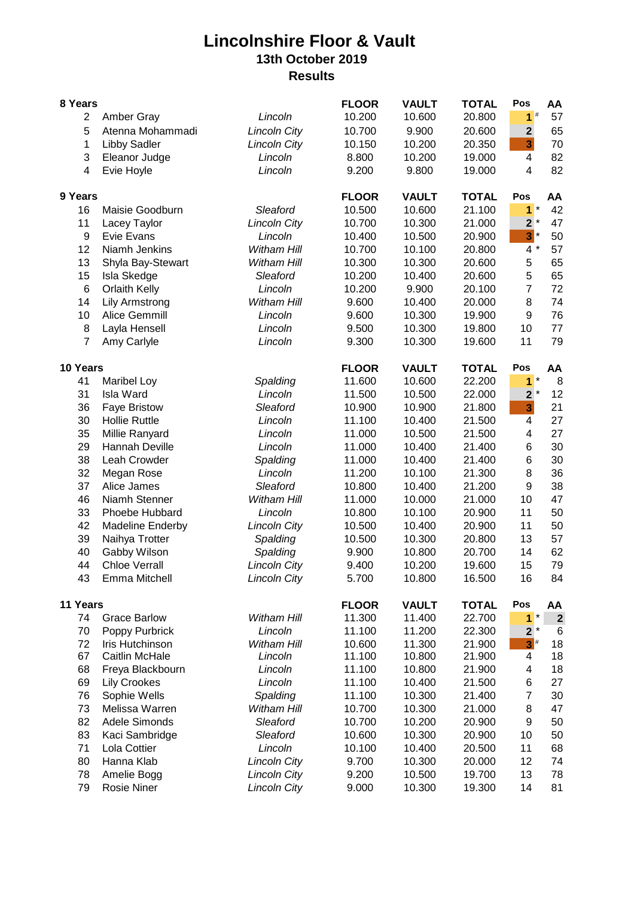# Lincolnshire Floor & Vault

## 13th October 2019

## Results

| 8 Years | | | FLOOR | VAULT | TOTAL | Pos | AA |
|---|---|---|---|---|---|---|---|
| 2 | Amber Gray | *Lincoln* | 10.200 | 10.600 | 20.800 | 1 # | 57 |
| 5 | Atenna Mohammadi | *Lincoln City* | 10.700 | 9.900 | 20.600 | 2 | 65 |
| 1 | Libby Sadler | *Lincoln City* | 10.150 | 10.200 | 20.350 | 3 | 70 |
| 3 | Eleanor Judge | *Lincoln* | 8.800 | 10.200 | 19.000 | 4 | 82 |
| 4 | Evie Hoyle | *Lincoln* | 9.200 | 9.800 | 19.000 | 4 | 82 |

| 9 Years | | | FLOOR | VAULT | TOTAL | Pos | AA |
|---|---|---|---|---|---|---|---|
| 16 | Maisie Goodburn | *Sleaford* | 10.500 | 10.600 | 21.100 | 1 * | 42 |
| 11 | Lacey Taylor | *Lincoln City* | 10.700 | 10.300 | 21.000 | 2 * | 47 |
| 9 | Evie Evans | *Lincoln* | 10.400 | 10.500 | 20.900 | 3 * | 50 |
| 12 | Niamh Jenkins | *Witham Hill* | 10.700 | 10.100 | 20.800 | 4 * | 57 |
| 13 | Shyla Bay-Stewart | *Witham Hill* | 10.300 | 10.300 | 20.600 | 5 | 65 |
| 15 | Isla Skedge | *Sleaford* | 10.200 | 10.400 | 20.600 | 5 | 65 |
| 6 | Orlaith Kelly | *Lincoln* | 10.200 | 9.900 | 20.100 | 7 | 72 |
| 14 | Lily Armstrong | *Witham Hill* | 9.600 | 10.400 | 20.000 | 8 | 74 |
| 10 | Alice Gemmill | *Lincoln* | 9.600 | 10.300 | 19.900 | 9 | 76 |
| 8 | Layla Hensell | *Lincoln* | 9.500 | 10.300 | 19.800 | 10 | 77 |
| 7 | Amy Carlyle | *Lincoln* | 9.300 | 10.300 | 19.600 | 11 | 79 |

| 10 Years | | | FLOOR | VAULT | TOTAL | Pos | AA |
|---|---|---|---|---|---|---|---|
| 41 | Maribel Loy | *Spalding* | 11.600 | 10.600 | 22.200 | 1 * | 8 |
| 31 | Isla Ward | *Lincoln* | 11.500 | 10.500 | 22.000 | 2 * | 12 |
| 36 | Faye Bristow | *Sleaford* | 10.900 | 10.900 | 21.800 | 3 | 21 |
| 30 | Hollie Ruttle | *Lincoln* | 11.100 | 10.400 | 21.500 | 4 | 27 |
| 35 | Millie Ranyard | *Lincoln* | 11.000 | 10.500 | 21.500 | 4 | 27 |
| 29 | Hannah Deville | *Lincoln* | 11.000 | 10.400 | 21.400 | 6 | 30 |
| 38 | Leah Crowder | *Spalding* | 11.000 | 10.400 | 21.400 | 6 | 30 |
| 32 | Megan Rose | *Lincoln* | 11.200 | 10.100 | 21.300 | 8 | 36 |
| 37 | Alice James | *Sleaford* | 10.800 | 10.400 | 21.200 | 9 | 38 |
| 46 | Niamh Stenner | *Witham Hill* | 11.000 | 10.000 | 21.000 | 10 | 47 |
| 33 | Phoebe Hubbard | *Lincoln* | 10.800 | 10.100 | 20.900 | 11 | 50 |
| 42 | Madeline Enderby | *Lincoln City* | 10.500 | 10.400 | 20.900 | 11 | 50 |
| 39 | Naihya Trotter | *Spalding* | 10.500 | 10.300 | 20.800 | 13 | 57 |
| 40 | Gabby Wilson | *Spalding* | 9.900 | 10.800 | 20.700 | 14 | 62 |
| 44 | Chloe Verrall | *Lincoln City* | 9.400 | 10.200 | 19.600 | 15 | 79 |
| 43 | Emma Mitchell | *Lincoln City* | 5.700 | 10.800 | 16.500 | 16 | 84 |

| 11 Years | | | FLOOR | VAULT | TOTAL | Pos | AA |
|---|---|---|---|---|---|---|---|
| 74 | Grace Barlow | *Witham Hill* | 11.300 | 11.400 | 22.700 | 1 * | 2 |
| 70 | Poppy Purbrick | *Lincoln* | 11.100 | 11.200 | 22.300 | 2 * | 6 |
| 72 | Iris Hutchinson | *Witham Hill* | 10.600 | 11.300 | 21.900 | 3 # | 18 |
| 67 | Caitlin McHale | *Lincoln* | 11.100 | 10.800 | 21.900 | 4 | 18 |
| 68 | Freya Blackbourn | *Lincoln* | 11.100 | 10.800 | 21.900 | 4 | 18 |
| 69 | Lily Crookes | *Lincoln* | 11.100 | 10.400 | 21.500 | 6 | 27 |
| 76 | Sophie Wells | *Spalding* | 11.100 | 10.300 | 21.400 | 7 | 30 |
| 73 | Melissa Warren | *Witham Hill* | 10.700 | 10.300 | 21.000 | 8 | 47 |
| 82 | Adele Simonds | *Sleaford* | 10.700 | 10.200 | 20.900 | 9 | 50 |
| 83 | Kaci Sambridge | *Sleaford* | 10.600 | 10.300 | 20.900 | 10 | 50 |
| 71 | Lola Cottier | *Lincoln* | 10.100 | 10.400 | 20.500 | 11 | 68 |
| 80 | Hanna Klab | *Lincoln City* | 9.700 | 10.300 | 20.000 | 12 | 74 |
| 78 | Amelie Bogg | *Lincoln City* | 9.200 | 10.500 | 19.700 | 13 | 78 |
| 79 | Rosie Niner | *Lincoln City* | 9.000 | 10.300 | 19.300 | 14 | 81 |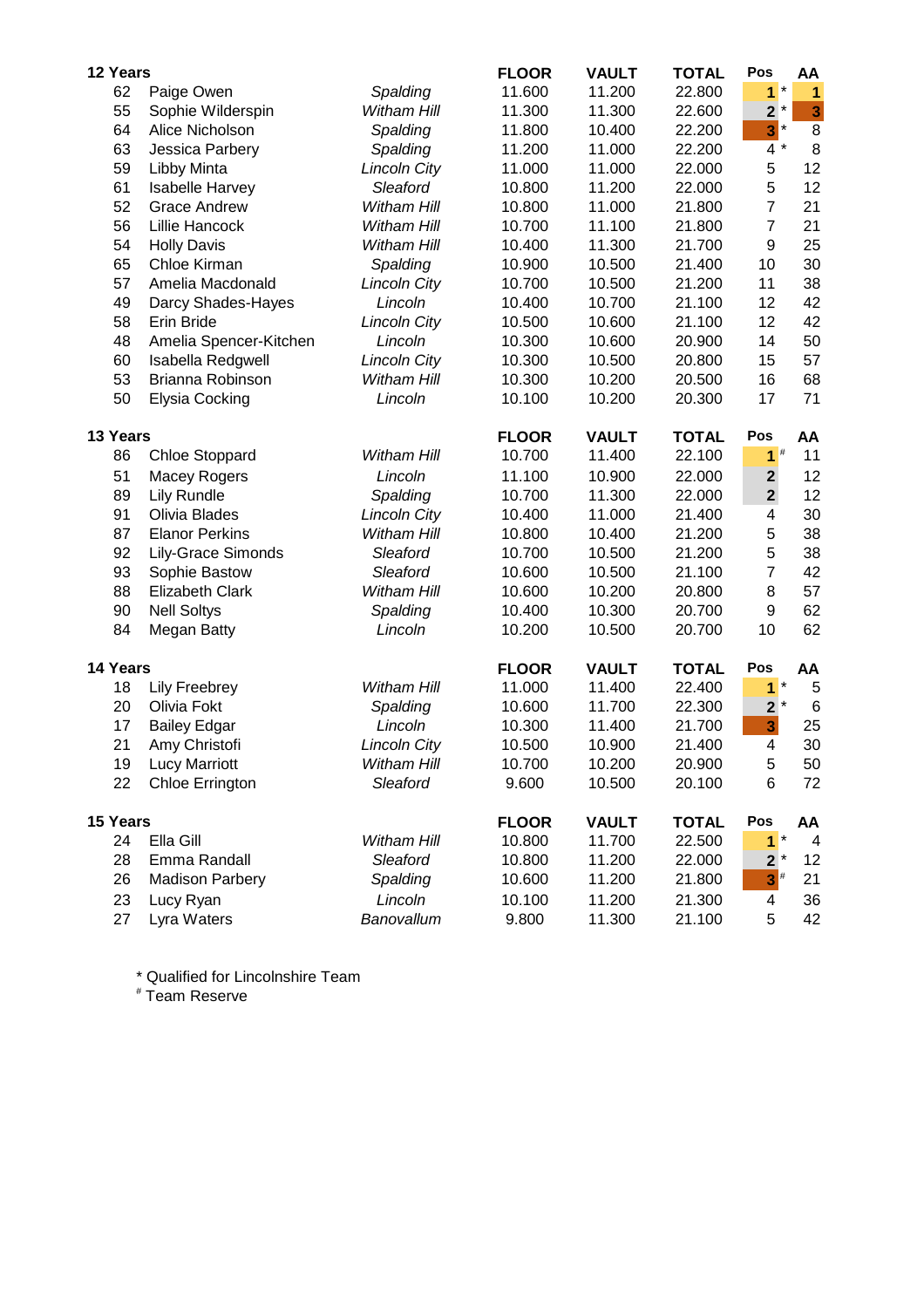| 12 Years | | | FLOOR | VAULT | TOTAL | Pos | AA |
|---|---|---|---|---|---|---|---|
| 62 | Paige Owen | *Spalding* | 11.600 | 11.200 | 22.800 | 1 * | 1 |
| 55 | Sophie Wilderspin | *Witham Hill* | 11.300 | 11.300 | 22.600 | 2 * | 3 |
| 64 | Alice Nicholson | *Spalding* | 11.800 | 10.400 | 22.200 | 3 * | 8 |
| 63 | Jessica Parbery | *Spalding* | 11.200 | 11.000 | 22.200 | 4 * | 8 |
| 59 | Libby Minta | *Lincoln City* | 11.000 | 11.000 | 22.000 | 5 | 12 |
| 61 | Isabelle Harvey | *Sleaford* | 10.800 | 11.200 | 22.000 | 5 | 12 |
| 52 | Grace Andrew | *Witham Hill* | 10.800 | 11.000 | 21.800 | 7 | 21 |
| 56 | Lillie Hancock | *Witham Hill* | 10.700 | 11.100 | 21.800 | 7 | 21 |
| 54 | Holly Davis | *Witham Hill* | 10.400 | 11.300 | 21.700 | 9 | 25 |
| 65 | Chloe Kirman | *Spalding* | 10.900 | 10.500 | 21.400 | 10 | 30 |
| 57 | Amelia Macdonald | *Lincoln City* | 10.700 | 10.500 | 21.200 | 11 | 38 |
| 49 | Darcy Shades-Hayes | *Lincoln* | 10.400 | 10.700 | 21.100 | 12 | 42 |
| 58 | Erin Bride | *Lincoln City* | 10.500 | 10.600 | 21.100 | 12 | 42 |
| 48 | Amelia Spencer-Kitchen | *Lincoln* | 10.300 | 10.600 | 20.900 | 14 | 50 |
| 60 | Isabella Redgwell | *Lincoln City* | 10.300 | 10.500 | 20.800 | 15 | 57 |
| 53 | Brianna Robinson | *Witham Hill* | 10.300 | 10.200 | 20.500 | 16 | 68 |
| 50 | Elysia Cocking | *Lincoln* | 10.100 | 10.200 | 20.300 | 17 | 71 |

| 13 Years | | | FLOOR | VAULT | TOTAL | Pos | AA |
|---|---|---|---|---|---|---|---|
| 86 | Chloe Stoppard | *Witham Hill* | 10.700 | 11.400 | 22.100 | 1 # | 11 |
| 51 | Macey Rogers | *Lincoln* | 11.100 | 10.900 | 22.000 | 2 | 12 |
| 89 | Lily Rundle | *Spalding* | 10.700 | 11.300 | 22.000 | 2 | 12 |
| 91 | Olivia Blades | *Lincoln City* | 10.400 | 11.000 | 21.400 | 4 | 30 |
| 87 | Elanor Perkins | *Witham Hill* | 10.800 | 10.400 | 21.200 | 5 | 38 |
| 92 | Lily-Grace Simonds | *Sleaford* | 10.700 | 10.500 | 21.200 | 5 | 38 |
| 93 | Sophie Bastow | *Sleaford* | 10.600 | 10.500 | 21.100 | 7 | 42 |
| 88 | Elizabeth Clark | *Witham Hill* | 10.600 | 10.200 | 20.800 | 8 | 57 |
| 90 | Nell Soltys | *Spalding* | 10.400 | 10.300 | 20.700 | 9 | 62 |
| 84 | Megan Batty | *Lincoln* | 10.200 | 10.500 | 20.700 | 10 | 62 |

| 14 Years | | | FLOOR | VAULT | TOTAL | Pos | AA |
|---|---|---|---|---|---|---|---|
| 18 | Lily Freebrey | *Witham Hill* | 11.000 | 11.400 | 22.400 | 1 * | 5 |
| 20 | Olivia Fokt | *Spalding* | 10.600 | 11.700 | 22.300 | 2 * | 6 |
| 17 | Bailey Edgar | *Lincoln* | 10.300 | 11.400 | 21.700 | 3 | 25 |
| 21 | Amy Christofi | *Lincoln City* | 10.500 | 10.900 | 21.400 | 4 | 30 |
| 19 | Lucy Marriott | *Witham Hill* | 10.700 | 10.200 | 20.900 | 5 | 50 |
| 22 | Chloe Errington | *Sleaford* | 9.600 | 10.500 | 20.100 | 6 | 72 |

| 15 Years | | | FLOOR | VAULT | TOTAL | Pos | AA |
|---|---|---|---|---|---|---|---|
| 24 | Ella Gill | *Witham Hill* | 10.800 | 11.700 | 22.500 | 1 * | 4 |
| 28 | Emma Randall | *Sleaford* | 10.800 | 11.200 | 22.000 | 2 * | 12 |
| 26 | Madison Parbery | *Spalding* | 10.600 | 11.200 | 21.800 | 3 # | 21 |
| 23 | Lucy Ryan | *Lincoln* | 10.100 | 11.200 | 21.300 | 4 | 36 |
| 27 | Lyra Waters | *Banovallum* | 9.800 | 11.300 | 21.100 | 5 | 42 |

* Qualified for Lincolnshire Team
# Team Reserve